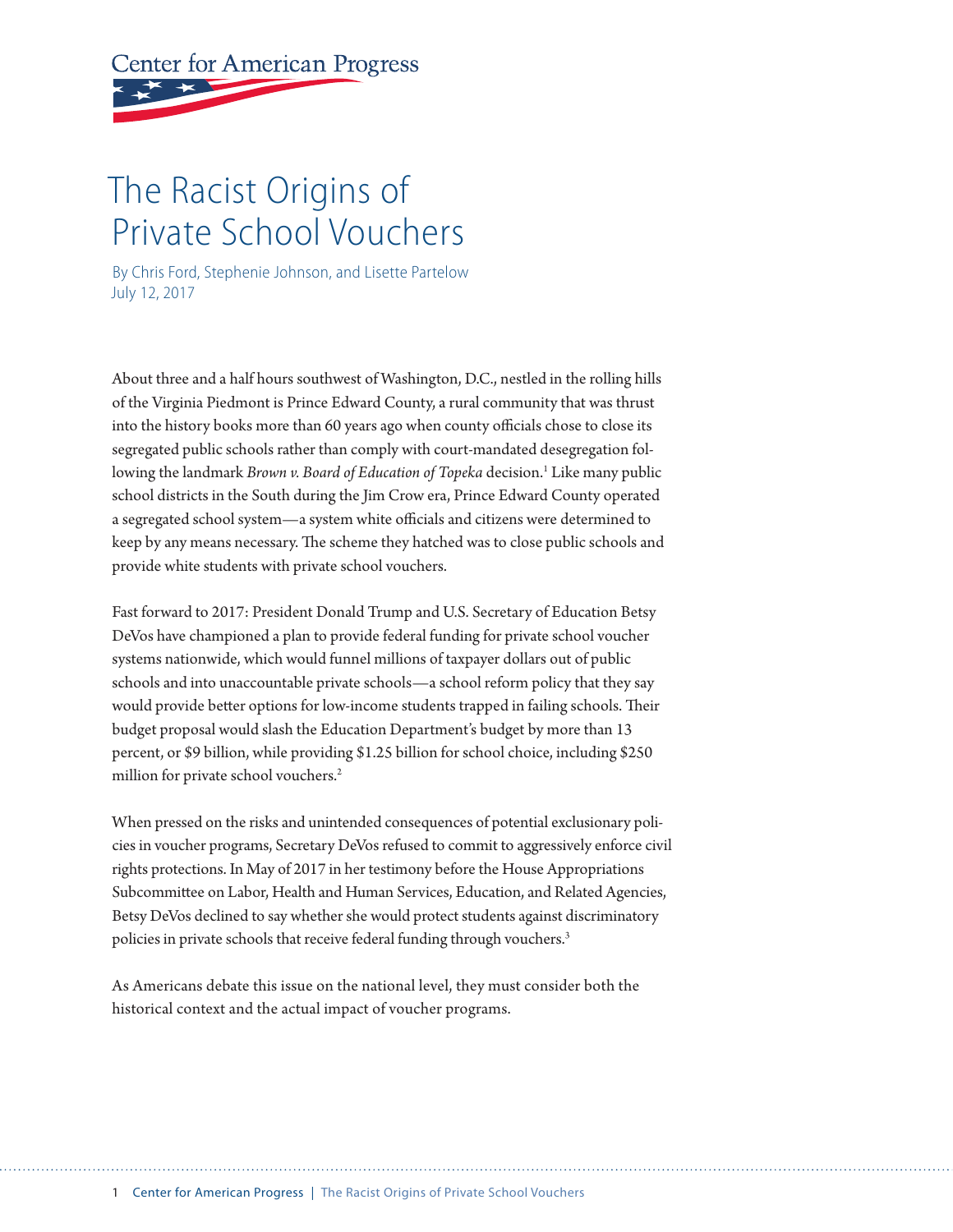Center for American Progress

# The Racist Origins of Private School Vouchers

By Chris Ford, Stephenie Johnson, and Lisette Partelow
July 12, 2017

About three and a half hours southwest of Washington, D.C., nestled in the rolling hills of the Virginia Piedmont is Prince Edward County, a rural community that was thrust into the history books more than 60 years ago when county officials chose to close its segregated public schools rather than comply with court-mandated desegregation following the landmark *Brown v. Board of Education of Topeka* decision.[1] Like many public school districts in the South during the Jim Crow era, Prince Edward County operated a segregated school system—a system white officials and citizens were determined to keep by any means necessary. The scheme they hatched was to close public schools and provide white students with private school vouchers.

Fast forward to 2017: President Donald Trump and U.S. Secretary of Education Betsy DeVos have championed a plan to provide federal funding for private school voucher systems nationwide, which would funnel millions of taxpayer dollars out of public schools and into unaccountable private schools—a school reform policy that they say would provide better options for low-income students trapped in failing schools. Their budget proposal would slash the Education Department's budget by more than 13 percent, or $9 billion, while providing $1.25 billion for school choice, including $250 million for private school vouchers.[2]

When pressed on the risks and unintended consequences of potential exclusionary policies in voucher programs, Secretary DeVos refused to commit to aggressively enforce civil rights protections. In May of 2017 in her testimony before the House Appropriations Subcommittee on Labor, Health and Human Services, Education, and Related Agencies, Betsy DeVos declined to say whether she would protect students against discriminatory policies in private schools that receive federal funding through vouchers.[3]

As Americans debate this issue on the national level, they must consider both the historical context and the actual impact of voucher programs.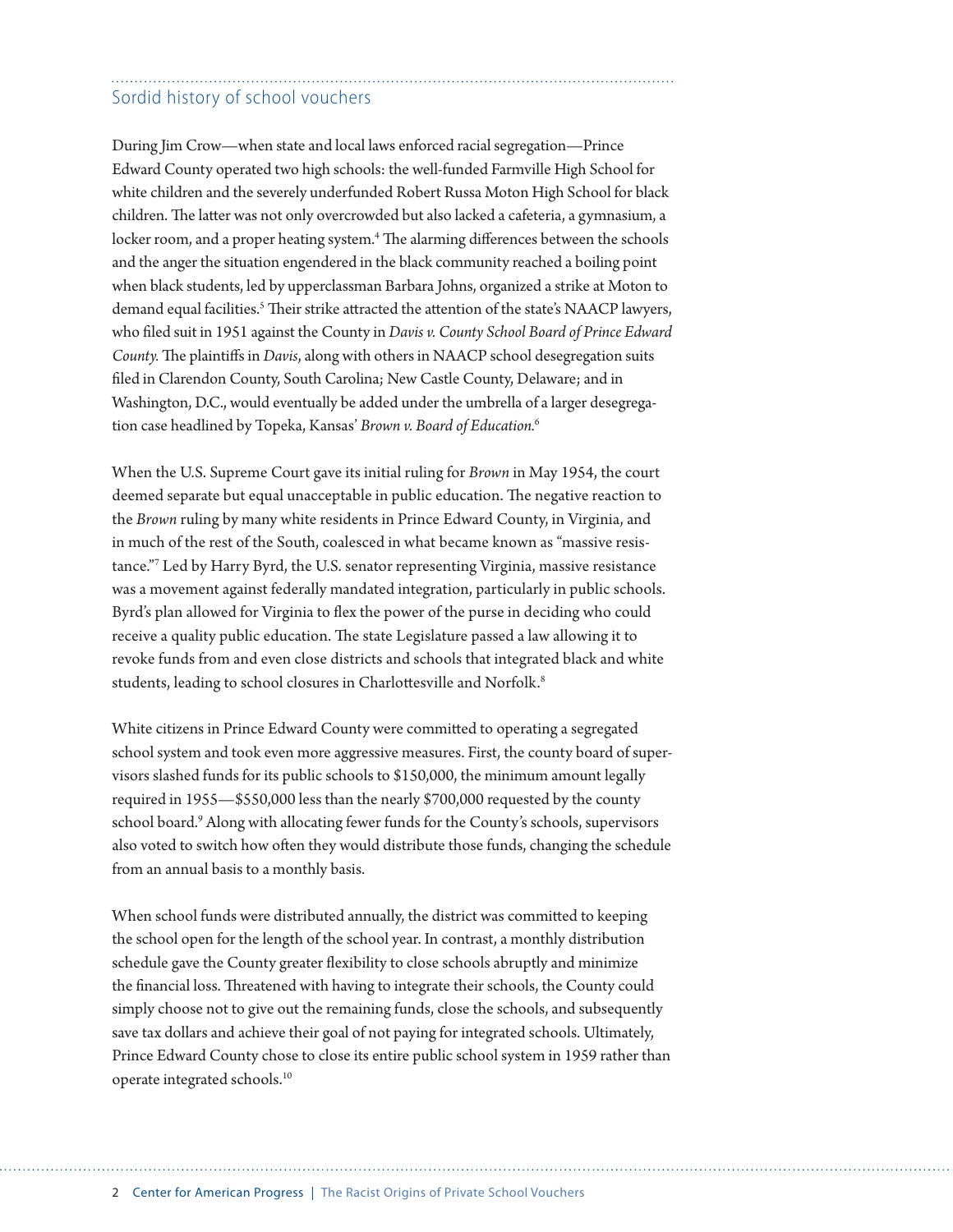## Sordid history of school vouchers

During Jim Crow—when state and local laws enforced racial segregation—Prince Edward County operated two high schools: the well-funded Farmville High School for white children and the severely underfunded Robert Russa Moton High School for black children. The latter was not only overcrowded but also lacked a cafeteria, a gymnasium, a locker room, and a proper heating system.[4] The alarming differences between the schools and the anger the situation engendered in the black community reached a boiling point when black students, led by upperclassman Barbara Johns, organized a strike at Moton to demand equal facilities.[5] Their strike attracted the attention of the state's NAACP lawyers, who filed suit in 1951 against the County in *Davis v. County School Board of Prince Edward County.* The plaintiffs in *Davis*, along with others in NAACP school desegregation suits filed in Clarendon County, South Carolina; New Castle County, Delaware; and in Washington, D.C., would eventually be added under the umbrella of a larger desegregation case headlined by Topeka, Kansas' *Brown v. Board of Education.*[6]

When the U.S. Supreme Court gave its initial ruling for *Brown* in May 1954, the court deemed separate but equal unacceptable in public education. The negative reaction to the *Brown* ruling by many white residents in Prince Edward County, in Virginia, and in much of the rest of the South, coalesced in what became known as "massive resistance."[7] Led by Harry Byrd, the U.S. senator representing Virginia, massive resistance was a movement against federally mandated integration, particularly in public schools. Byrd's plan allowed for Virginia to flex the power of the purse in deciding who could receive a quality public education. The state Legislature passed a law allowing it to revoke funds from and even close districts and schools that integrated black and white students, leading to school closures in Charlottesville and Norfolk.[8]

White citizens in Prince Edward County were committed to operating a segregated school system and took even more aggressive measures. First, the county board of supervisors slashed funds for its public schools to $150,000, the minimum amount legally required in 1955—$550,000 less than the nearly $700,000 requested by the county school board.[9] Along with allocating fewer funds for the County's schools, supervisors also voted to switch how often they would distribute those funds, changing the schedule from an annual basis to a monthly basis.

When school funds were distributed annually, the district was committed to keeping the school open for the length of the school year. In contrast, a monthly distribution schedule gave the County greater flexibility to close schools abruptly and minimize the financial loss. Threatened with having to integrate their schools, the County could simply choose not to give out the remaining funds, close the schools, and subsequently save tax dollars and achieve their goal of not paying for integrated schools. Ultimately, Prince Edward County chose to close its entire public school system in 1959 rather than operate integrated schools.[10]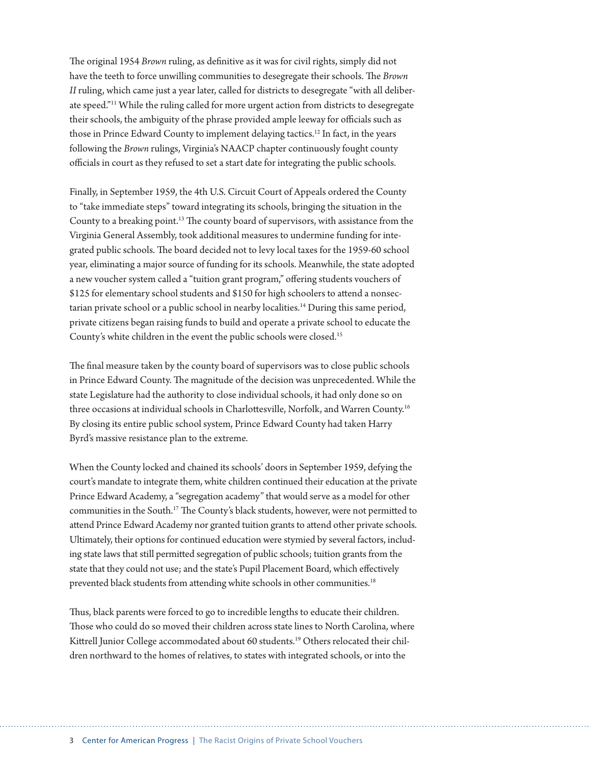The original 1954 *Brown* ruling, as definitive as it was for civil rights, simply did not have the teeth to force unwilling communities to desegregate their schools. The *Brown II* ruling, which came just a year later, called for districts to desegregate "with all deliberate speed."[11] While the ruling called for more urgent action from districts to desegregate their schools, the ambiguity of the phrase provided ample leeway for officials such as those in Prince Edward County to implement delaying tactics.[12] In fact, in the years following the *Brown* rulings, Virginia's NAACP chapter continuously fought county officials in court as they refused to set a start date for integrating the public schools.

Finally, in September 1959, the 4th U.S. Circuit Court of Appeals ordered the County to "take immediate steps" toward integrating its schools, bringing the situation in the County to a breaking point.[13] The county board of supervisors, with assistance from the Virginia General Assembly, took additional measures to undermine funding for integrated public schools. The board decided not to levy local taxes for the 1959-60 school year, eliminating a major source of funding for its schools. Meanwhile, the state adopted a new voucher system called a "tuition grant program," offering students vouchers of $125 for elementary school students and $150 for high schoolers to attend a nonsectarian private school or a public school in nearby localities.[14] During this same period, private citizens began raising funds to build and operate a private school to educate the County's white children in the event the public schools were closed.[15]

The final measure taken by the county board of supervisors was to close public schools in Prince Edward County. The magnitude of the decision was unprecedented. While the state Legislature had the authority to close individual schools, it had only done so on three occasions at individual schools in Charlottesville, Norfolk, and Warren County.[16] By closing its entire public school system, Prince Edward County had taken Harry Byrd's massive resistance plan to the extreme.

When the County locked and chained its schools' doors in September 1959, defying the court's mandate to integrate them, white children continued their education at the private Prince Edward Academy, a "segregation academy" that would serve as a model for other communities in the South.[17] The County's black students, however, were not permitted to attend Prince Edward Academy nor granted tuition grants to attend other private schools. Ultimately, their options for continued education were stymied by several factors, including state laws that still permitted segregation of public schools; tuition grants from the state that they could not use; and the state's Pupil Placement Board, which effectively prevented black students from attending white schools in other communities.[18]

Thus, black parents were forced to go to incredible lengths to educate their children. Those who could do so moved their children across state lines to North Carolina, where Kittrell Junior College accommodated about 60 students.[19] Others relocated their children northward to the homes of relatives, to states with integrated schools, or into the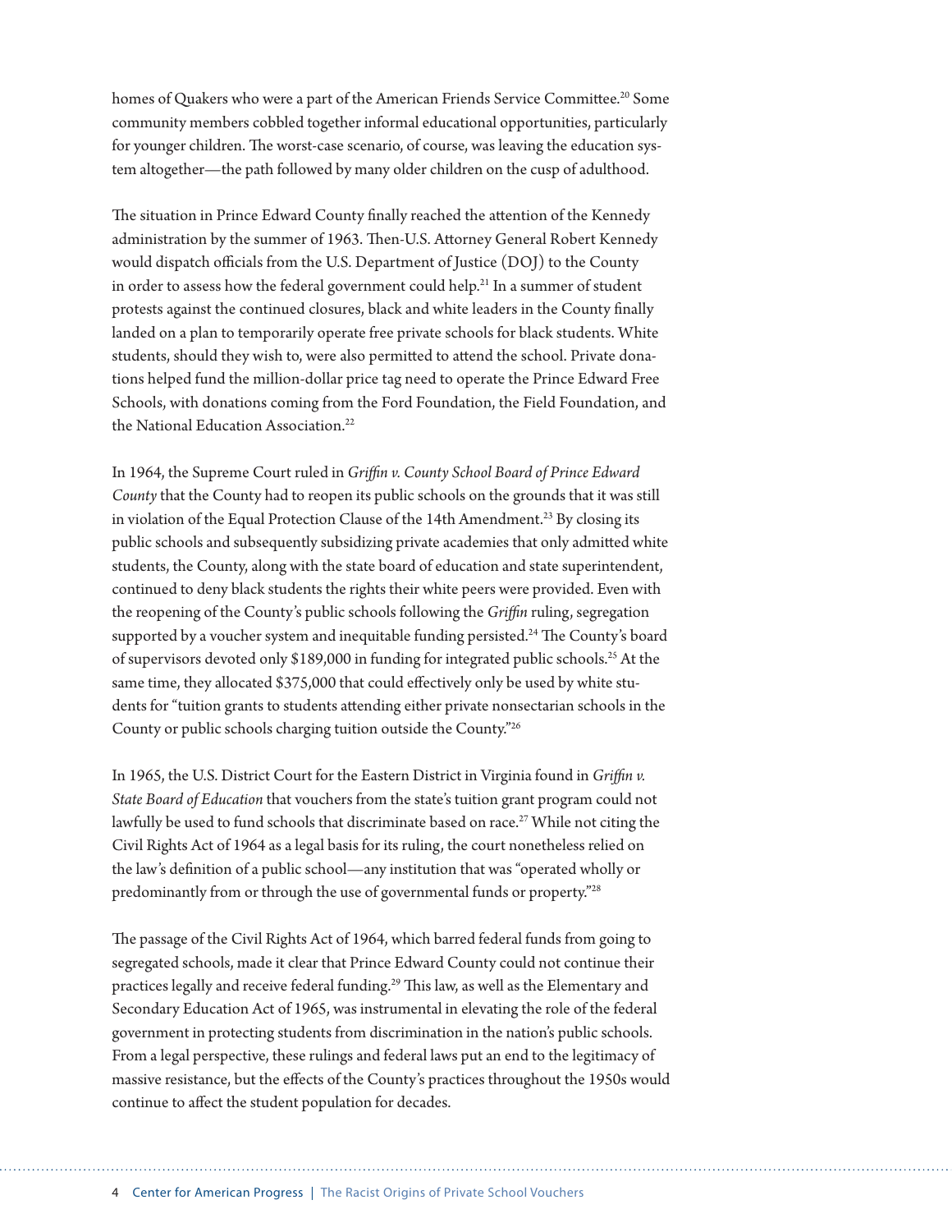homes of Quakers who were a part of the American Friends Service Committee.[20] Some community members cobbled together informal educational opportunities, particularly for younger children. The worst-case scenario, of course, was leaving the education system altogether—the path followed by many older children on the cusp of adulthood.

The situation in Prince Edward County finally reached the attention of the Kennedy administration by the summer of 1963. Then-U.S. Attorney General Robert Kennedy would dispatch officials from the U.S. Department of Justice (DOJ) to the County in order to assess how the federal government could help.[21] In a summer of student protests against the continued closures, black and white leaders in the County finally landed on a plan to temporarily operate free private schools for black students. White students, should they wish to, were also permitted to attend the school. Private donations helped fund the million-dollar price tag need to operate the Prince Edward Free Schools, with donations coming from the Ford Foundation, the Field Foundation, and the National Education Association.[22]

In 1964, the Supreme Court ruled in *Griffin v. County School Board of Prince Edward County* that the County had to reopen its public schools on the grounds that it was still in violation of the Equal Protection Clause of the 14th Amendment.[23] By closing its public schools and subsequently subsidizing private academies that only admitted white students, the County, along with the state board of education and state superintendent, continued to deny black students the rights their white peers were provided. Even with the reopening of the County's public schools following the *Griffin* ruling, segregation supported by a voucher system and inequitable funding persisted.[24] The County's board of supervisors devoted only $189,000 in funding for integrated public schools.[25] At the same time, they allocated $375,000 that could effectively only be used by white students for "tuition grants to students attending either private nonsectarian schools in the County or public schools charging tuition outside the County."[26]

In 1965, the U.S. District Court for the Eastern District in Virginia found in *Griffin v. State Board of Education* that vouchers from the state's tuition grant program could not lawfully be used to fund schools that discriminate based on race.[27] While not citing the Civil Rights Act of 1964 as a legal basis for its ruling, the court nonetheless relied on the law's definition of a public school—any institution that was "operated wholly or predominantly from or through the use of governmental funds or property."[28]

The passage of the Civil Rights Act of 1964, which barred federal funds from going to segregated schools, made it clear that Prince Edward County could not continue their practices legally and receive federal funding.[29] This law, as well as the Elementary and Secondary Education Act of 1965, was instrumental in elevating the role of the federal government in protecting students from discrimination in the nation's public schools. From a legal perspective, these rulings and federal laws put an end to the legitimacy of massive resistance, but the effects of the County's practices throughout the 1950s would continue to affect the student population for decades.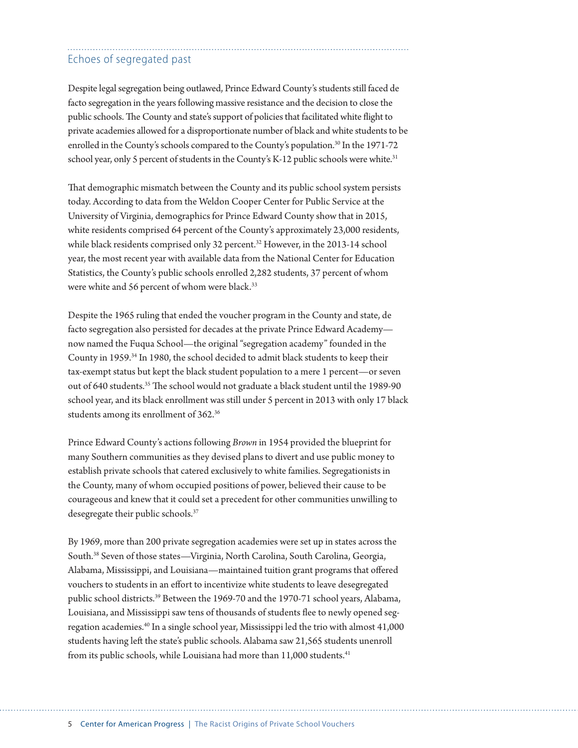## Echoes of segregated past

Despite legal segregation being outlawed, Prince Edward County's students still faced de facto segregation in the years following massive resistance and the decision to close the public schools. The County and state's support of policies that facilitated white flight to private academies allowed for a disproportionate number of black and white students to be enrolled in the County's schools compared to the County's population.[30] In the 1971-72 school year, only 5 percent of students in the County's K-12 public schools were white.[31]

That demographic mismatch between the County and its public school system persists today. According to data from the Weldon Cooper Center for Public Service at the University of Virginia, demographics for Prince Edward County show that in 2015, white residents comprised 64 percent of the County's approximately 23,000 residents, while black residents comprised only 32 percent.[32] However, in the 2013-14 school year, the most recent year with available data from the National Center for Education Statistics, the County's public schools enrolled 2,282 students, 37 percent of whom were white and 56 percent of whom were black.[33]

Despite the 1965 ruling that ended the voucher program in the County and state, de facto segregation also persisted for decades at the private Prince Edward Academy—now named the Fuqua School—the original "segregation academy" founded in the County in 1959.[34] In 1980, the school decided to admit black students to keep their tax-exempt status but kept the black student population to a mere 1 percent—or seven out of 640 students.[35] The school would not graduate a black student until the 1989-90 school year, and its black enrollment was still under 5 percent in 2013 with only 17 black students among its enrollment of 362.[36]

Prince Edward County's actions following *Brown* in 1954 provided the blueprint for many Southern communities as they devised plans to divert and use public money to establish private schools that catered exclusively to white families. Segregationists in the County, many of whom occupied positions of power, believed their cause to be courageous and knew that it could set a precedent for other communities unwilling to desegregate their public schools.[37]

By 1969, more than 200 private segregation academies were set up in states across the South.[38] Seven of those states—Virginia, North Carolina, South Carolina, Georgia, Alabama, Mississippi, and Louisiana—maintained tuition grant programs that offered vouchers to students in an effort to incentivize white students to leave desegregated public school districts.[39] Between the 1969-70 and the 1970-71 school years, Alabama, Louisiana, and Mississippi saw tens of thousands of students flee to newly opened segregation academies.[40] In a single school year, Mississippi led the trio with almost 41,000 students having left the state's public schools. Alabama saw 21,565 students unenroll from its public schools, while Louisiana had more than 11,000 students.[41]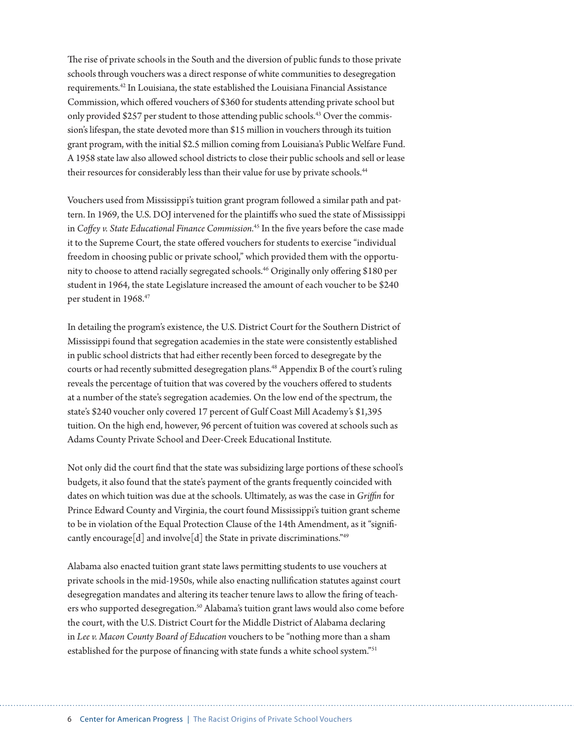The rise of private schools in the South and the diversion of public funds to those private schools through vouchers was a direct response of white communities to desegregation requirements.[42] In Louisiana, the state established the Louisiana Financial Assistance Commission, which offered vouchers of $360 for students attending private school but only provided $257 per student to those attending public schools.[43] Over the commission's lifespan, the state devoted more than $15 million in vouchers through its tuition grant program, with the initial $2.5 million coming from Louisiana's Public Welfare Fund. A 1958 state law also allowed school districts to close their public schools and sell or lease their resources for considerably less than their value for use by private schools.[44]

Vouchers used from Mississippi's tuition grant program followed a similar path and pattern. In 1969, the U.S. DOJ intervened for the plaintiffs who sued the state of Mississippi in *Coffey v. State Educational Finance Commission.*[45] In the five years before the case made it to the Supreme Court, the state offered vouchers for students to exercise "individual freedom in choosing public or private school," which provided them with the opportunity to choose to attend racially segregated schools.[46] Originally only offering $180 per student in 1964, the state Legislature increased the amount of each voucher to be $240 per student in 1968.[47]

In detailing the program's existence, the U.S. District Court for the Southern District of Mississippi found that segregation academies in the state were consistently established in public school districts that had either recently been forced to desegregate by the courts or had recently submitted desegregation plans.[48] Appendix B of the court's ruling reveals the percentage of tuition that was covered by the vouchers offered to students at a number of the state's segregation academies. On the low end of the spectrum, the state's $240 voucher only covered 17 percent of Gulf Coast Mill Academy's $1,395 tuition. On the high end, however, 96 percent of tuition was covered at schools such as Adams County Private School and Deer-Creek Educational Institute.

Not only did the court find that the state was subsidizing large portions of these school's budgets, it also found that the state's payment of the grants frequently coincided with dates on which tuition was due at the schools. Ultimately, as was the case in *Griffin* for Prince Edward County and Virginia, the court found Mississippi's tuition grant scheme to be in violation of the Equal Protection Clause of the 14th Amendment, as it "significantly encourage[d] and involve[d] the State in private discriminations."[49]

Alabama also enacted tuition grant state laws permitting students to use vouchers at private schools in the mid-1950s, while also enacting nullification statutes against court desegregation mandates and altering its teacher tenure laws to allow the firing of teachers who supported desegregation.[50] Alabama's tuition grant laws would also come before the court, with the U.S. District Court for the Middle District of Alabama declaring in *Lee v. Macon County Board of Education* vouchers to be "nothing more than a sham established for the purpose of financing with state funds a white school system."[51]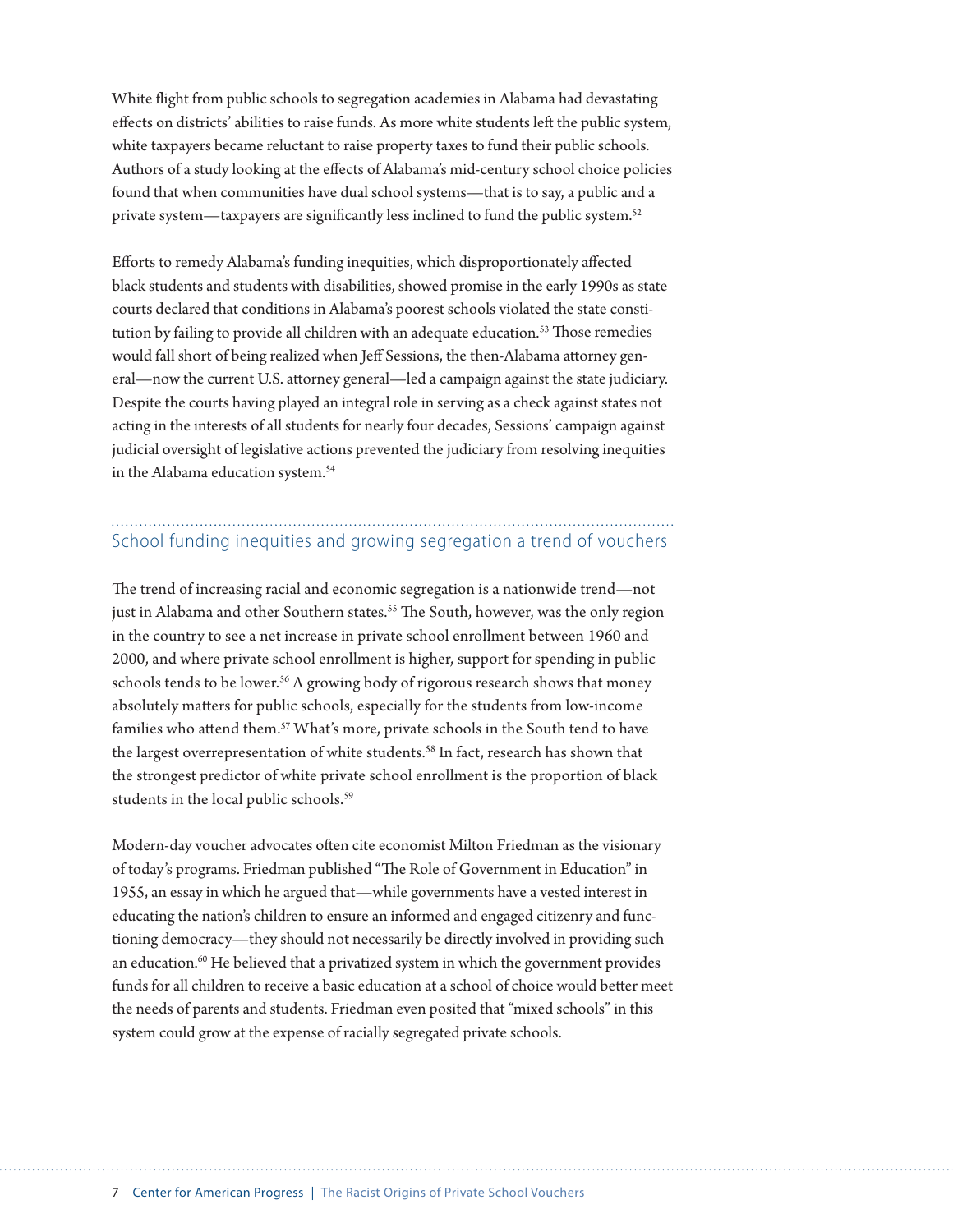White flight from public schools to segregation academies in Alabama had devastating effects on districts' abilities to raise funds. As more white students left the public system, white taxpayers became reluctant to raise property taxes to fund their public schools. Authors of a study looking at the effects of Alabama's mid-century school choice policies found that when communities have dual school systems—that is to say, a public and a private system—taxpayers are significantly less inclined to fund the public system.[52]

Efforts to remedy Alabama's funding inequities, which disproportionately affected black students and students with disabilities, showed promise in the early 1990s as state courts declared that conditions in Alabama's poorest schools violated the state constitution by failing to provide all children with an adequate education.[53] Those remedies would fall short of being realized when Jeff Sessions, the then-Alabama attorney general—now the current U.S. attorney general—led a campaign against the state judiciary. Despite the courts having played an integral role in serving as a check against states not acting in the interests of all students for nearly four decades, Sessions' campaign against judicial oversight of legislative actions prevented the judiciary from resolving inequities in the Alabama education system.[54]

## School funding inequities and growing segregation a trend of vouchers

The trend of increasing racial and economic segregation is a nationwide trend—not just in Alabama and other Southern states.[55] The South, however, was the only region in the country to see a net increase in private school enrollment between 1960 and 2000, and where private school enrollment is higher, support for spending in public schools tends to be lower.[56] A growing body of rigorous research shows that money absolutely matters for public schools, especially for the students from low-income families who attend them.[57] What's more, private schools in the South tend to have the largest overrepresentation of white students.[58] In fact, research has shown that the strongest predictor of white private school enrollment is the proportion of black students in the local public schools.[59]

Modern-day voucher advocates often cite economist Milton Friedman as the visionary of today's programs. Friedman published "The Role of Government in Education" in 1955, an essay in which he argued that—while governments have a vested interest in educating the nation's children to ensure an informed and engaged citizenry and functioning democracy—they should not necessarily be directly involved in providing such an education.[60] He believed that a privatized system in which the government provides funds for all children to receive a basic education at a school of choice would better meet the needs of parents and students. Friedman even posited that "mixed schools" in this system could grow at the expense of racially segregated private schools.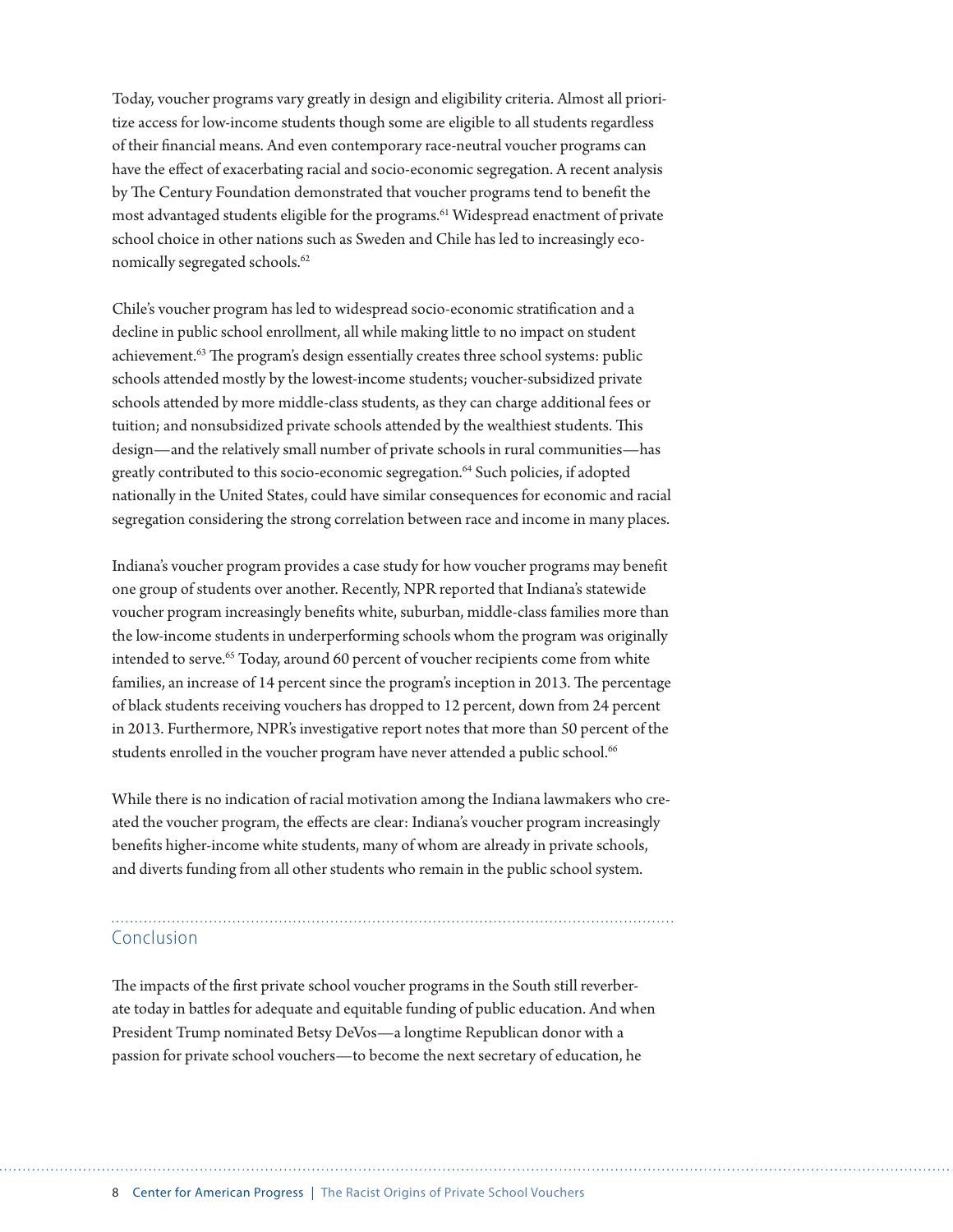Today, voucher programs vary greatly in design and eligibility criteria. Almost all prioritize access for low-income students though some are eligible to all students regardless of their financial means. And even contemporary race-neutral voucher programs can have the effect of exacerbating racial and socio-economic segregation. A recent analysis by The Century Foundation demonstrated that voucher programs tend to benefit the most advantaged students eligible for the programs.[61] Widespread enactment of private school choice in other nations such as Sweden and Chile has led to increasingly economically segregated schools.[62]

Chile's voucher program has led to widespread socio-economic stratification and a decline in public school enrollment, all while making little to no impact on student achievement.[63] The program's design essentially creates three school systems: public schools attended mostly by the lowest-income students; voucher-subsidized private schools attended by more middle-class students, as they can charge additional fees or tuition; and nonsubsidized private schools attended by the wealthiest students. This design—and the relatively small number of private schools in rural communities—has greatly contributed to this socio-economic segregation.[64] Such policies, if adopted nationally in the United States, could have similar consequences for economic and racial segregation considering the strong correlation between race and income in many places.

Indiana's voucher program provides a case study for how voucher programs may benefit one group of students over another. Recently, NPR reported that Indiana's statewide voucher program increasingly benefits white, suburban, middle-class families more than the low-income students in underperforming schools whom the program was originally intended to serve.[65] Today, around 60 percent of voucher recipients come from white families, an increase of 14 percent since the program's inception in 2013. The percentage of black students receiving vouchers has dropped to 12 percent, down from 24 percent in 2013. Furthermore, NPR's investigative report notes that more than 50 percent of the students enrolled in the voucher program have never attended a public school.[66]

While there is no indication of racial motivation among the Indiana lawmakers who created the voucher program, the effects are clear: Indiana's voucher program increasingly benefits higher-income white students, many of whom are already in private schools, and diverts funding from all other students who remain in the public school system.

## Conclusion

The impacts of the first private school voucher programs in the South still reverberate today in battles for adequate and equitable funding of public education. And when President Trump nominated Betsy DeVos—a longtime Republican donor with a passion for private school vouchers—to become the next secretary of education, he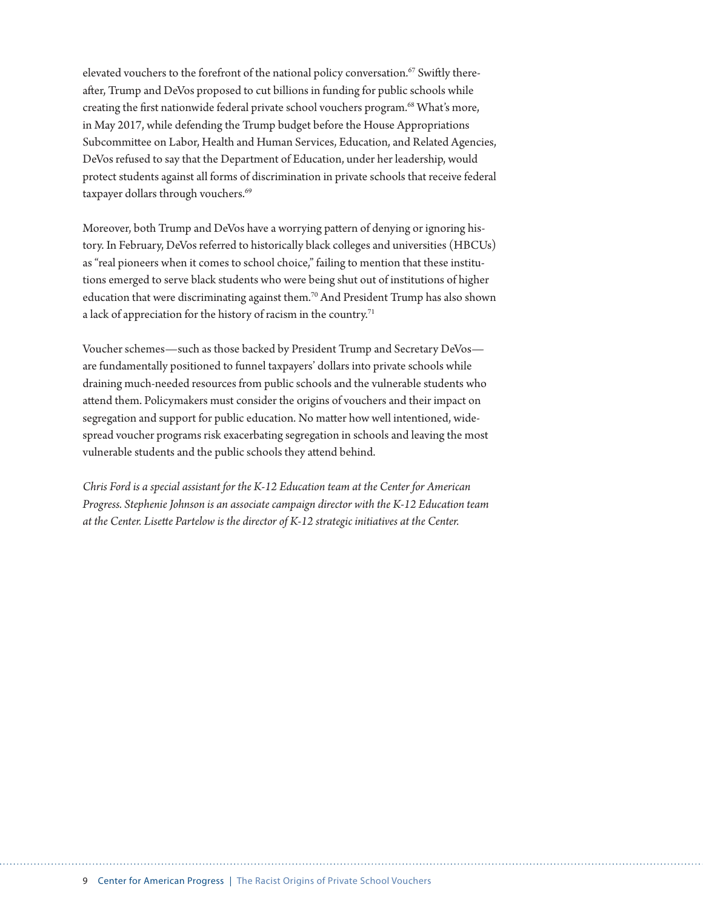elevated vouchers to the forefront of the national policy conversation.[67] Swiftly thereafter, Trump and DeVos proposed to cut billions in funding for public schools while creating the first nationwide federal private school vouchers program.[68] What's more, in May 2017, while defending the Trump budget before the House Appropriations Subcommittee on Labor, Health and Human Services, Education, and Related Agencies, DeVos refused to say that the Department of Education, under her leadership, would protect students against all forms of discrimination in private schools that receive federal taxpayer dollars through vouchers.[69]

Moreover, both Trump and DeVos have a worrying pattern of denying or ignoring history. In February, DeVos referred to historically black colleges and universities (HBCUs) as "real pioneers when it comes to school choice," failing to mention that these institutions emerged to serve black students who were being shut out of institutions of higher education that were discriminating against them.[70] And President Trump has also shown a lack of appreciation for the history of racism in the country.[71]

Voucher schemes—such as those backed by President Trump and Secretary DeVos—are fundamentally positioned to funnel taxpayers' dollars into private schools while draining much-needed resources from public schools and the vulnerable students who attend them. Policymakers must consider the origins of vouchers and their impact on segregation and support for public education. No matter how well intentioned, widespread voucher programs risk exacerbating segregation in schools and leaving the most vulnerable students and the public schools they attend behind.

*Chris Ford is a special assistant for the K-12 Education team at the Center for American Progress. Stephenie Johnson is an associate campaign director with the K-12 Education team at the Center. Lisette Partelow is the director of K-12 strategic initiatives at the Center.*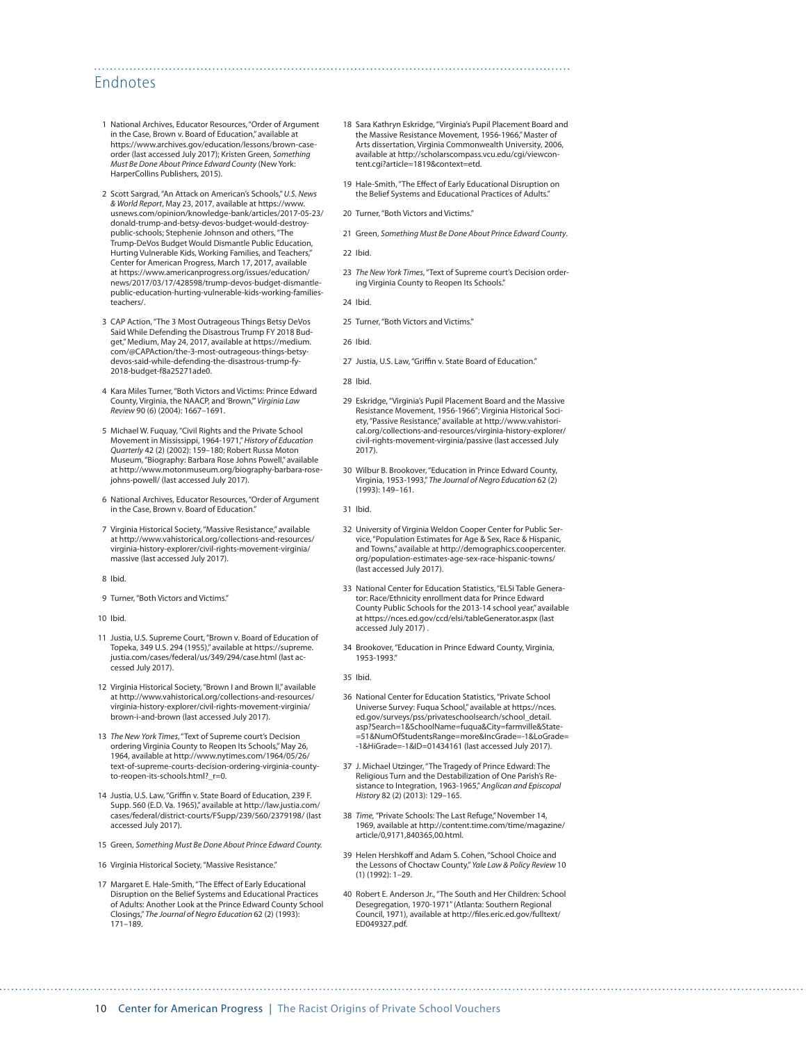## Endnotes

1 National Archives, Educator Resources, "Order of Argument in the Case, Brown v. Board of Education," available at https://www.archives.gov/education/lessons/brown-case-order (last accessed July 2017); Kristen Green, *Something Must Be Done About Prince Edward County* (New York: HarperCollins Publishers, 2015).

2 Scott Sargrad, "An Attack on American's Schools," *U.S. News & World Report*, May 23, 2017, available at https://www.usnews.com/opinion/knowledge-bank/articles/2017-05-23/donald-trump-and-betsy-devos-budget-would-destroy-public-schools; Stephenie Johnson and others, "The Trump-DeVos Budget Would Dismantle Public Education, Hurting Vulnerable Kids, Working Families, and Teachers," Center for American Progress, March 17, 2017, available at https://www.americanprogress.org/issues/education/news/2017/03/17/428598/trump-devos-budget-dismantle-public-education-hurting-vulnerable-kids-working-families-teachers/.

3 CAP Action, "The 3 Most Outrageous Things Betsy DeVos Said While Defending the Disastrous Trump FY 2018 Budget," Medium, May 24, 2017, available at https://medium.com/@CAPAction/the-3-most-outrageous-things-betsy-devos-said-while-defending-the-disastrous-trump-fy-2018-budget-f8a25271ade0.

4 Kara Miles Turner, "Both Victors and Victims: Prince Edward County, Virginia, the NAACP, and 'Brown,'" *Virginia Law Review* 90 (6) (2004): 1667–1691.

5 Michael W. Fuquay, "Civil Rights and the Private School Movement in Mississippi, 1964-1971," *History of Education Quarterly* 42 (2) (2002): 159–180; Robert Russa Moton Museum, "Biography: Barbara Rose Johns Powell," available at http://www.motonmuseum.org/biography-barbara-rose-johns-powell/ (last accessed July 2017).

6 National Archives, Educator Resources, "Order of Argument in the Case, Brown v. Board of Education."

7 Virginia Historical Society, "Massive Resistance," available at http://www.vahistorical.org/collections-and-resources/virginia-history-explorer/civil-rights-movement-virginia/massive (last accessed July 2017).

8 Ibid.

9 Turner, "Both Victors and Victims."

10 Ibid.

11 Justia, U.S. Supreme Court, "Brown v. Board of Education of Topeka, 349 U.S. 294 (1955)," available at https://supreme.justia.com/cases/federal/us/349/294/case.html (last accessed July 2017).

12 Virginia Historical Society, "Brown I and Brown II," available at http://www.vahistorical.org/collections-and-resources/virginia-history-explorer/civil-rights-movement-virginia/brown-i-and-brown (last accessed July 2017).

13 *The New York Times*, "Text of Supreme court's Decision ordering Virginia County to Reopen Its Schools," May 26, 1964, available at http://www.nytimes.com/1964/05/26/text-of-supreme-courts-decision-ordering-virginia-county-to-reopen-its-schools.html?_r=0.

14 Justia, U.S. Law, "Griffin v. State Board of Education, 239 F. Supp. 560 (E.D. Va. 1965)," available at http://law.justia.com/cases/federal/district-courts/FSupp/239/560/2379198/ (last accessed July 2017).

15 Green, *Something Must Be Done About Prince Edward County.*

16 Virginia Historical Society, "Massive Resistance."

17 Margaret E. Hale-Smith, "The Effect of Early Educational Disruption on the Belief Systems and Educational Practices of Adults: Another Look at the Prince Edward County School Closings," *The Journal of Negro Education* 62 (2) (1993): 171–189.

18 Sara Kathryn Eskridge, "Virginia's Pupil Placement Board and the Massive Resistance Movement, 1956-1966," Master of Arts dissertation, Virginia Commonwealth University, 2006, available at http://scholarscompass.vcu.edu/cgi/viewcontent.cgi?article=1819&context=etd.

19 Hale-Smith, "The Effect of Early Educational Disruption on the Belief Systems and Educational Practices of Adults."

20 Turner, "Both Victors and Victims."

21 Green, *Something Must Be Done About Prince Edward County*.

22 Ibid.

23 *The New York Times*, "Text of Supreme court's Decision ordering Virginia County to Reopen Its Schools."

24 Ibid.

25 Turner, "Both Victors and Victims."

26 Ibid.

27 Justia, U.S. Law, "Griffin v. State Board of Education."

28 Ibid.

29 Eskridge, "Virginia's Pupil Placement Board and the Massive Resistance Movement, 1956-1966"; Virginia Historical Society, "Passive Resistance," available at http://www.vahistorical.org/collections-and-resources/virginia-history-explorer/civil-rights-movement-virginia/passive (last accessed July 2017).

30 Wilbur B. Brookover, "Education in Prince Edward County, Virginia, 1953-1993," *The Journal of Negro Education* 62 (2) (1993): 149–161.

31 Ibid.

32 University of Virginia Weldon Cooper Center for Public Service, "Population Estimates for Age & Sex, Race & Hispanic, and Towns," available at http://demographics.coopercenter.org/population-estimates-age-sex-race-hispanic-towns/ (last accessed July 2017).

33 National Center for Education Statistics, "ELSi Table Generator: Race/Ethnicity enrollment data for Prince Edward County Public Schools for the 2013-14 school year," available at https://nces.ed.gov/ccd/elsi/tableGenerator.aspx (last accessed July 2017) .

34 Brookover, "Education in Prince Edward County, Virginia, 1953-1993."

35 Ibid.

36 National Center for Education Statistics, "Private School Universe Survey: Fuqua School," available at https://nces.ed.gov/surveys/pss/privateschoolsearch/school_detail.asp?Search=1&SchoolName=fuqua&City=farmville&State=51&NumOfStudentsRange=more&IncGrade=-1&LoGrade=-1&HiGrade=-1&ID=01434161 (last accessed July 2017).

37 J. Michael Utzinger, "The Tragedy of Prince Edward: The Religious Turn and the Destabilization of One Parish's Resistance to Integration, 1963-1965," *Anglican and Episcopal History* 82 (2) (2013): 129–165.

38 *Time*, "Private Schools: The Last Refuge," November 14, 1969, available at http://content.time.com/time/magazine/article/0,9171,840365,00.html.

39 Helen Hershkoff and Adam S. Cohen, "School Choice and the Lessons of Choctaw County," *Yale Law & Policy Review* 10 (1) (1992): 1–29.

40 Robert E. Anderson Jr., "The South and Her Children: School Desegregation, 1970-1971" (Atlanta: Southern Regional Council, 1971), available at http://files.eric.ed.gov/fulltext/ED049327.pdf.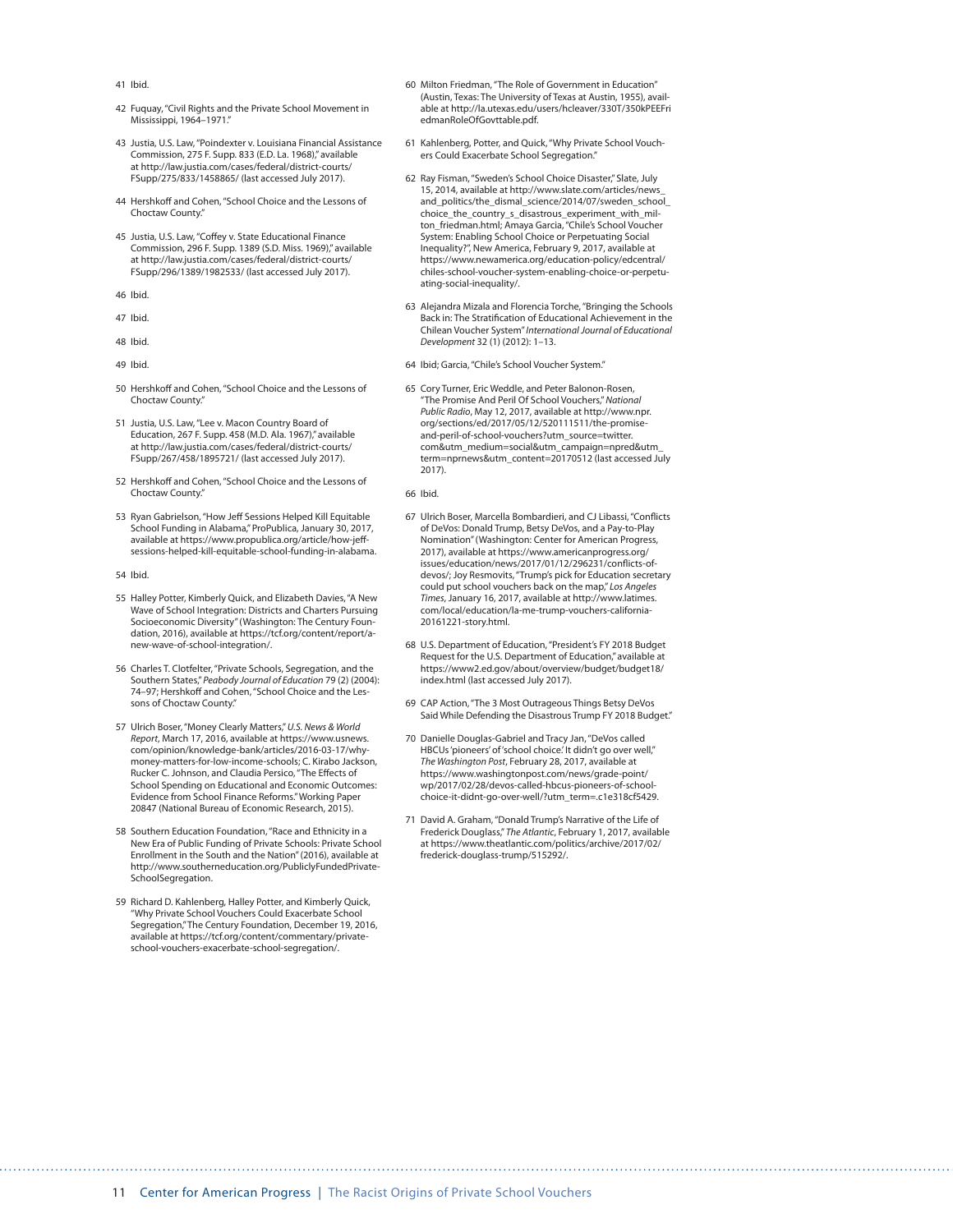41 Ibid.

42 Fuquay, "Civil Rights and the Private School Movement in Mississippi, 1964–1971."

43 Justia, U.S. Law, "Poindexter v. Louisiana Financial Assistance Commission, 275 F. Supp. 833 (E.D. La. 1968)," available at http://law.justia.com/cases/federal/district-courts/FSupp/275/833/1458865/ (last accessed July 2017).

44 Hershkoff and Cohen, "School Choice and the Lessons of Choctaw County."

45 Justia, U.S. Law, "Coffey v. State Educational Finance Commission, 296 F. Supp. 1389 (S.D. Miss. 1969)," available at http://law.justia.com/cases/federal/district-courts/FSupp/296/1389/1982533/ (last accessed July 2017).

46 Ibid.

47 Ibid.

48 Ibid.

49 Ibid.

50 Hershkoff and Cohen, "School Choice and the Lessons of Choctaw County."

51 Justia, U.S. Law, "Lee v. Macon Country Board of Education, 267 F. Supp. 458 (M.D. Ala. 1967)," available at http://law.justia.com/cases/federal/district-courts/FSupp/267/458/1895721/ (last accessed July 2017).

52 Hershkoff and Cohen, "School Choice and the Lessons of Choctaw County."

53 Ryan Gabrielson, "How Jeff Sessions Helped Kill Equitable School Funding in Alabama," ProPublica, January 30, 2017, available at https://www.propublica.org/article/how-jeff-sessions-helped-kill-equitable-school-funding-in-alabama.

54 Ibid.

55 Halley Potter, Kimberly Quick, and Elizabeth Davies, "A New Wave of School Integration: Districts and Charters Pursuing Socioeconomic Diversity" (Washington: The Century Foundation, 2016), available at https://tcf.org/content/report/a-new-wave-of-school-integration/.

56 Charles T. Clotfelter, "Private Schools, Segregation, and the Southern States," *Peabody Journal of Education* 79 (2) (2004): 74–97; Hershkoff and Cohen, "School Choice and the Lessons of Choctaw County."

57 Ulrich Boser, "Money Clearly Matters," *U.S. News & World Report*, March 17, 2016, available at https://www.usnews.com/opinion/knowledge-bank/articles/2016-03-17/why-money-matters-for-low-income-schools; C. Kirabo Jackson, Rucker C. Johnson, and Claudia Persico, "The Effects of School Spending on Educational and Economic Outcomes: Evidence from School Finance Reforms." Working Paper 20847 (National Bureau of Economic Research, 2015).

58 Southern Education Foundation, "Race and Ethnicity in a New Era of Public Funding of Private Schools: Private School Enrollment in the South and the Nation" (2016), available at http://www.southerneducation.org/PubliclyFundedPrivateSchoolSegregation.

59 Richard D. Kahlenberg, Halley Potter, and Kimberly Quick, "Why Private School Vouchers Could Exacerbate School Segregation," The Century Foundation, December 19, 2016, available at https://tcf.org/content/commentary/private-school-vouchers-exacerbate-school-segregation/.

60 Milton Friedman, "The Role of Government in Education" (Austin, Texas: The University of Texas at Austin, 1955), available at http://la.utexas.edu/users/hcleaver/330T/350kPEEFriedmanRoleOfGovttable.pdf.

61 Kahlenberg, Potter, and Quick, "Why Private School Vouchers Could Exacerbate School Segregation."

62 Ray Fisman, "Sweden's School Choice Disaster," Slate, July 15, 2014, available at http://www.slate.com/articles/news_and_politics/the_dismal_science/2014/07/sweden_school_choice_the_country_s_disastrous_experiment_with_milton_friedman.html; Amaya Garcia, "Chile's School Voucher System: Enabling School Choice or Perpetuating Social Inequality?", New America, February 9, 2017, available at https://www.newamerica.org/education-policy/edcentral/chiles-school-voucher-system-enabling-choice-or-perpetuating-social-inequality/.

63 Alejandra Mizala and Florencia Torche, "Bringing the Schools Back in: The Stratification of Educational Achievement in the Chilean Voucher System" *International Journal of Educational Development* 32 (1) (2012): 1–13.

64 Ibid; Garcia, "Chile's School Voucher System."

65 Cory Turner, Eric Weddle, and Peter Balonon-Rosen, "The Promise And Peril Of School Vouchers," *National Public Radio*, May 12, 2017, available at http://www.npr.org/sections/ed/2017/05/12/520111511/the-promise-and-peril-of-school-vouchers?utm_source=twitter.com&utm_medium=social&utm_campaign=npred&utm_term=nprnews&utm_content=20170512 (last accessed July 2017).

66 Ibid.

67 Ulrich Boser, Marcella Bombardieri, and CJ Libassi, "Conflicts of DeVos: Donald Trump, Betsy DeVos, and a Pay-to-Play Nomination" (Washington: Center for American Progress, 2017), available at https://www.americanprogress.org/issues/education/news/2017/01/12/296231/conflicts-of-devos/; Joy Resmovits, "Trump's pick for Education secretary could put school vouchers back on the map," *Los Angeles Times*, January 16, 2017, available at http://www.latimes.com/local/education/la-me-trump-vouchers-california-20161221-story.html.

68 U.S. Department of Education, "President's FY 2018 Budget Request for the U.S. Department of Education," available at https://www2.ed.gov/about/overview/budget/budget18/index.html (last accessed July 2017).

69 CAP Action, "The 3 Most Outrageous Things Betsy DeVos Said While Defending the Disastrous Trump FY 2018 Budget."

70 Danielle Douglas-Gabriel and Tracy Jan, "DeVos called HBCUs 'pioneers' of 'school choice.' It didn't go over well," *The Washington Post*, February 28, 2017, available at https://www.washingtonpost.com/news/grade-point/wp/2017/02/28/devos-called-hbcus-pioneers-of-school-choice-it-didnt-go-over-well/?utm_term=.c1e318cf5429.

71 David A. Graham, "Donald Trump's Narrative of the Life of Frederick Douglass," *The Atlantic*, February 1, 2017, available at https://www.theatlantic.com/politics/archive/2017/02/frederick-douglass-trump/515292/.